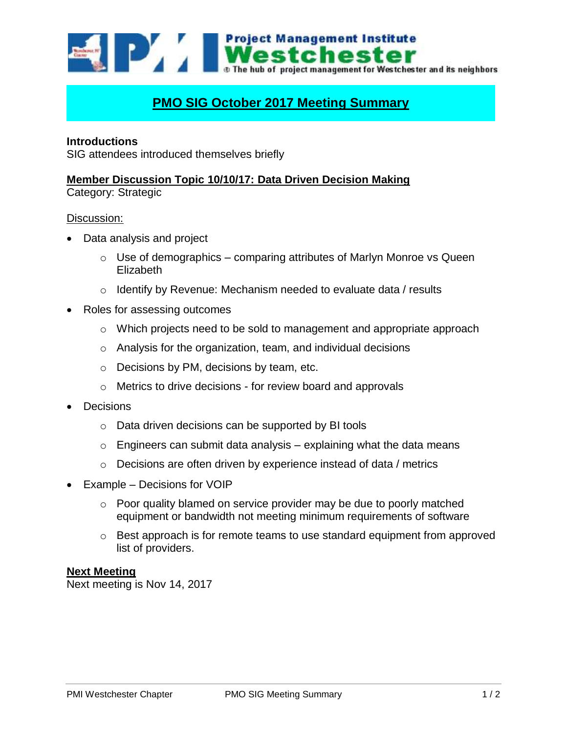Project Management Institute Westchester — The hub of project management for Westchester and its neighbors

# PMO SIG October 2017 Meeting Summary

**Introductions**
SIG attendees introduced themselves briefly

## Member Discussion Topic 10/10/17: Data Driven Decision Making

Category: Strategic

Discussion:

- Data analysis and project
  - Use of demographics – comparing attributes of Marlyn Monroe vs Queen Elizabeth
  - Identify by Revenue: Mechanism needed to evaluate data / results
- Roles for assessing outcomes
  - Which projects need to be sold to management and appropriate approach
  - Analysis for the organization, team, and individual decisions
  - Decisions by PM, decisions by team, etc.
  - Metrics to drive decisions - for review board and approvals
- Decisions
  - Data driven decisions can be supported by BI tools
  - Engineers can submit data analysis – explaining what the data means
  - Decisions are often driven by experience instead of data / metrics
- Example – Decisions for VOIP
  - Poor quality blamed on service provider may be due to poorly matched equipment or bandwidth not meeting minimum requirements of software
  - Best approach is for remote teams to use standard equipment from approved list of providers.

## Next Meeting

Next meeting is Nov 14, 2017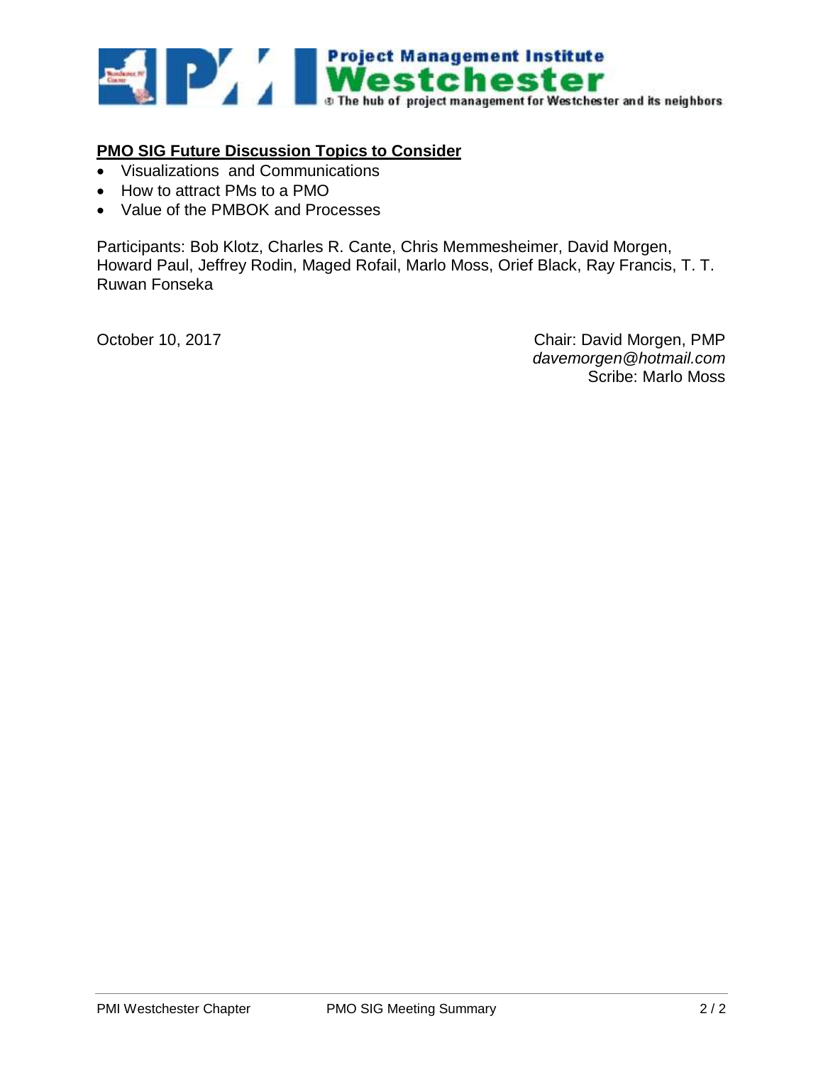**PMO SIG Future Discussion Topics to Consider**

- Visualizations and Communications
- How to attract PMs to a PMO
- Value of the PMBOK and Processes

Participants: Bob Klotz, Charles R. Cante, Chris Memmesheimer, David Morgen, Howard Paul, Jeffrey Rodin, Maged Rofail, Marlo Moss, Orief Black, Ray Francis, T. T. Ruwan Fonseka

October 10, 2017

Chair: David Morgen, PMP
*davemorgen@hotmail.com*
Scribe: Marlo Moss